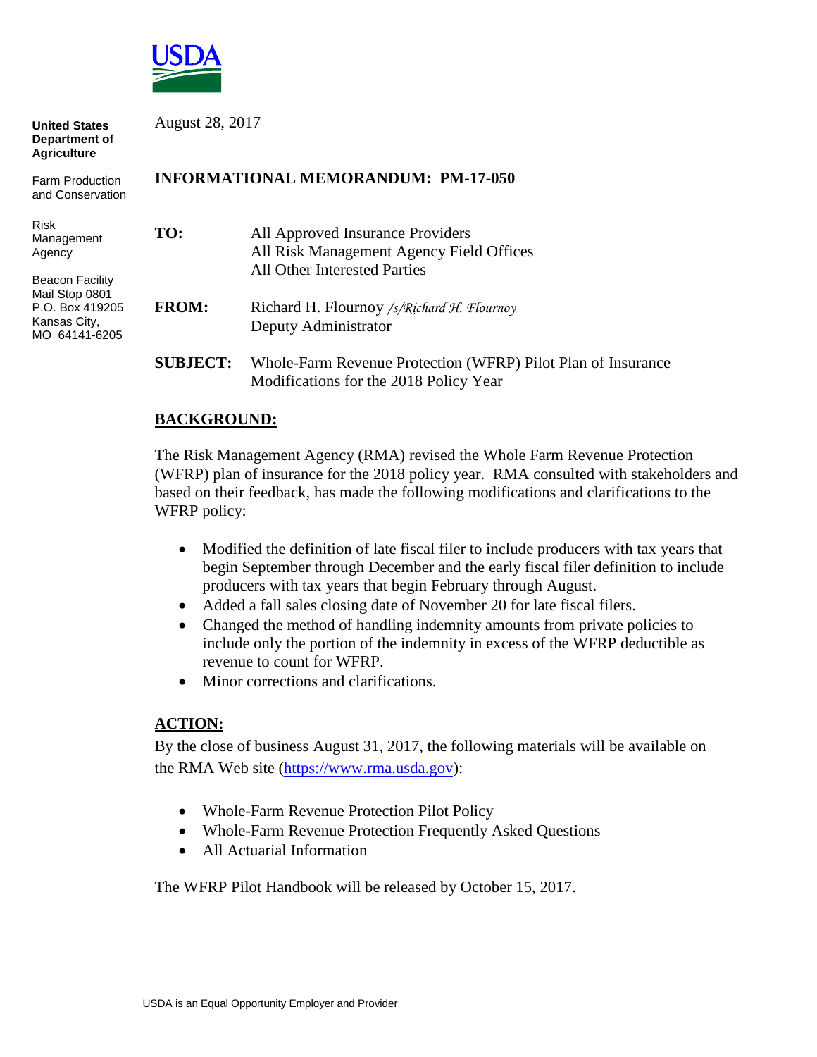USDA

**United States Department of Agriculture**

Farm Production and Conservation

Risk Management Agency

Beacon Facility
Mail Stop 0801
P.O. Box 419205
Kansas City, MO 64141-6205

August 28, 2017

**INFORMATIONAL MEMORANDUM: PM-17-050**

**TO:** All Approved Insurance Providers
All Risk Management Agency Field Offices
All Other Interested Parties

**FROM:** Richard H. Flournoy */s/Richard H. Flournoy*
Deputy Administrator

**SUBJECT:** Whole-Farm Revenue Protection (WFRP) Pilot Plan of Insurance Modifications for the 2018 Policy Year

**BACKGROUND:**

The Risk Management Agency (RMA) revised the Whole Farm Revenue Protection (WFRP) plan of insurance for the 2018 policy year. RMA consulted with stakeholders and based on their feedback, has made the following modifications and clarifications to the WFRP policy:

- Modified the definition of late fiscal filer to include producers with tax years that begin September through December and the early fiscal filer definition to include producers with tax years that begin February through August.
- Added a fall sales closing date of November 20 for late fiscal filers.
- Changed the method of handling indemnity amounts from private policies to include only the portion of the indemnity in excess of the WFRP deductible as revenue to count for WFRP.
- Minor corrections and clarifications.

**ACTION:**

By the close of business August 31, 2017, the following materials will be available on the RMA Web site (https://www.rma.usda.gov):

- Whole-Farm Revenue Protection Pilot Policy
- Whole-Farm Revenue Protection Frequently Asked Questions
- All Actuarial Information

The WFRP Pilot Handbook will be released by October 15, 2017.

USDA is an Equal Opportunity Employer and Provider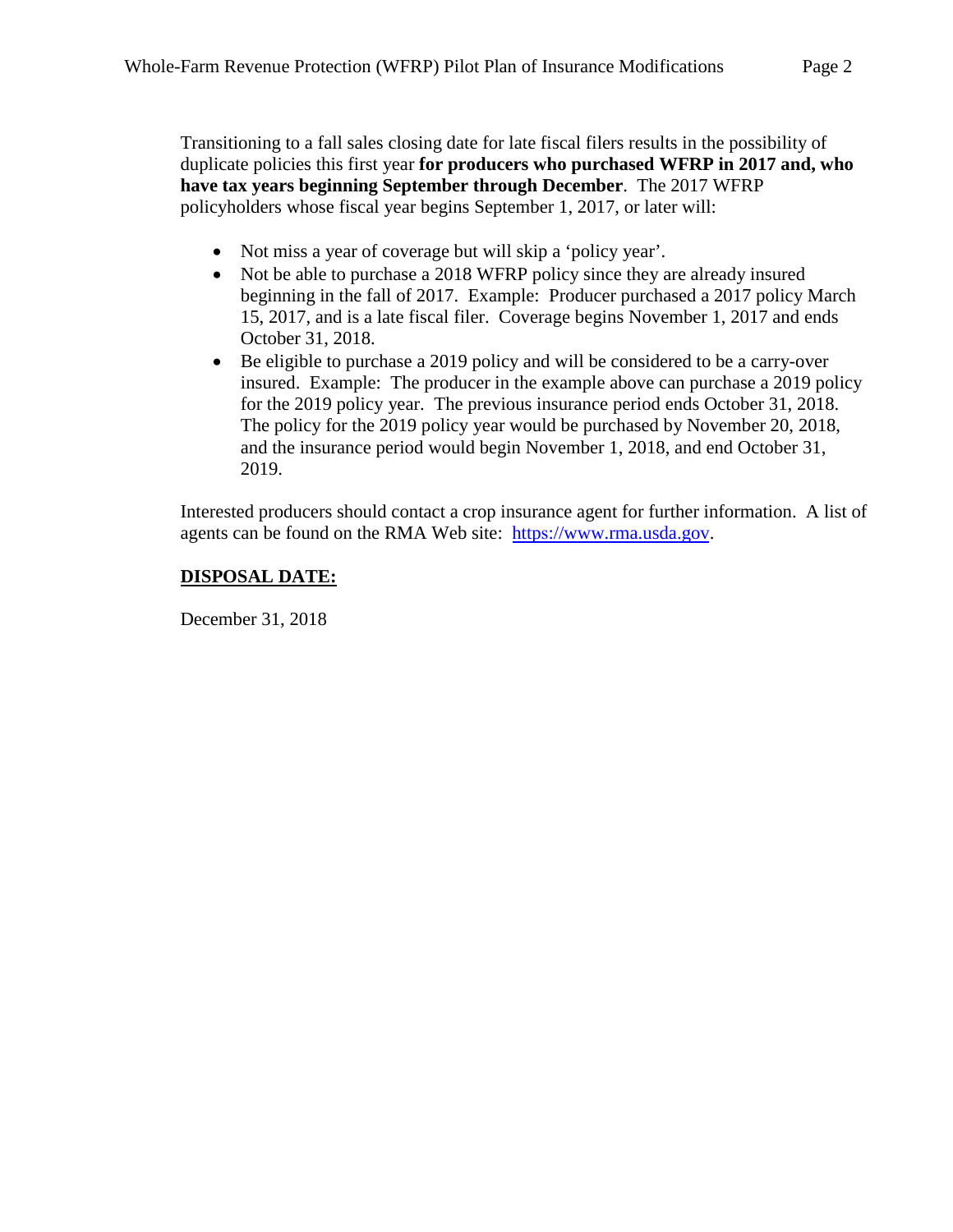Transitioning to a fall sales closing date for late fiscal filers results in the possibility of duplicate policies this first year **for producers who purchased WFRP in 2017 and, who have tax years beginning September through December**. The 2017 WFRP policyholders whose fiscal year begins September 1, 2017, or later will:

- Not miss a year of coverage but will skip a 'policy year'.
- Not be able to purchase a 2018 WFRP policy since they are already insured beginning in the fall of 2017. Example: Producer purchased a 2017 policy March 15, 2017, and is a late fiscal filer. Coverage begins November 1, 2017 and ends October 31, 2018.
- Be eligible to purchase a 2019 policy and will be considered to be a carry-over insured. Example: The producer in the example above can purchase a 2019 policy for the 2019 policy year. The previous insurance period ends October 31, 2018. The policy for the 2019 policy year would be purchased by November 20, 2018, and the insurance period would begin November 1, 2018, and end October 31, 2019.

Interested producers should contact a crop insurance agent for further information. A list of agents can be found on the RMA Web site: https://www.rma.usda.gov.

## DISPOSAL DATE:

December 31, 2018